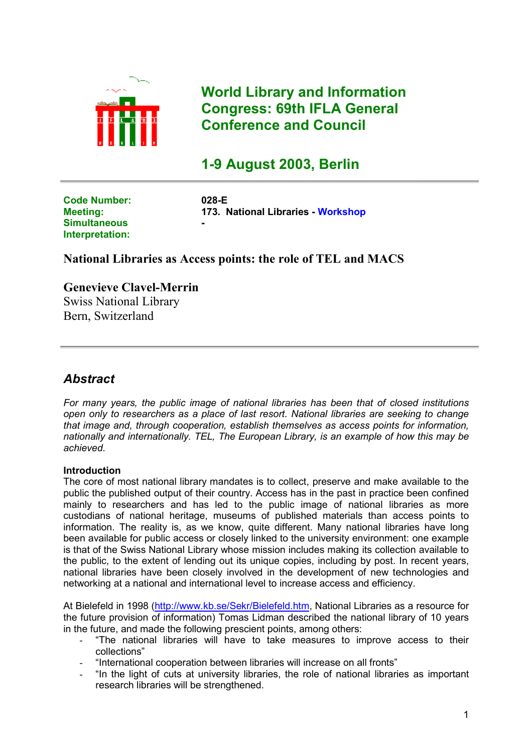# World Library and Information Congress: 69th IFLA General Conference and Council

## 1-9 August 2003, Berlin

**Code Number:** 028-E
**Meeting:** 173. National Libraries - Workshop
**Simultaneous Interpretation:** -

## National Libraries as Access points: the role of TEL and MACS

**Genevieve Clavel-Merrin**
Swiss National Library
Bern, Switzerland

## *Abstract*

*For many years, the public image of national libraries has been that of closed institutions open only to researchers as a place of last resort. National libraries are seeking to change that image and, through cooperation, establish themselves as access points for information, nationally and internationally. TEL, The European Library, is an example of how this may be achieved.*

**Introduction**

The core of most national library mandates is to collect, preserve and make available to the public the published output of their country. Access has in the past in practice been confined mainly to researchers and has led to the public image of national libraries as more custodians of national heritage, museums of published materials than access points to information. The reality is, as we know, quite different. Many national libraries have long been available for public access or closely linked to the university environment: one example is that of the Swiss National Library whose mission includes making its collection available to the public, to the extent of lending out its unique copies, including by post. In recent years, national libraries have been closely involved in the development of new technologies and networking at a national and international level to increase access and efficiency.

At Bielefeld in 1998 (http://www.kb.se/Sekr/Bielefeld.htm, National Libraries as a resource for the future provision of information) Tomas Lidman described the national library of 10 years in the future, and made the following prescient points, among others:

- "The national libraries will have to take measures to improve access to their collections"
- "International cooperation between libraries will increase on all fronts"
- "In the light of cuts at university libraries, the role of national libraries as important research libraries will be strengthened.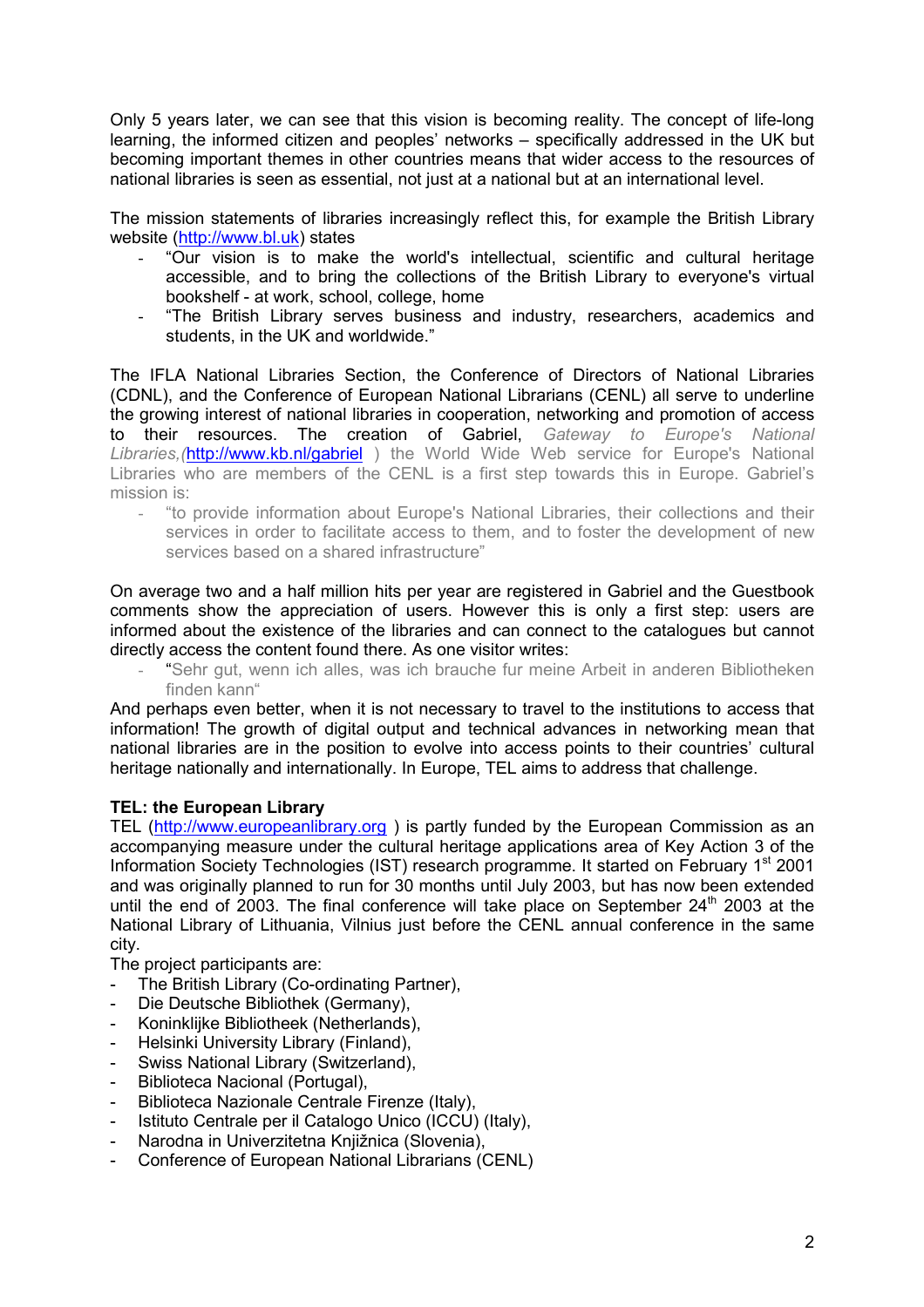Only 5 years later, we can see that this vision is becoming reality. The concept of life-long learning, the informed citizen and peoples' networks – specifically addressed in the UK but becoming important themes in other countries means that wider access to the resources of national libraries is seen as essential, not just at a national but at an international level.

The mission statements of libraries increasingly reflect this, for example the British Library website (http://www.bl.uk) states

- "Our vision is to make the world's intellectual, scientific and cultural heritage accessible, and to bring the collections of the British Library to everyone's virtual bookshelf - at work, school, college, home
- "The British Library serves business and industry, researchers, academics and students, in the UK and worldwide."

The IFLA National Libraries Section, the Conference of Directors of National Libraries (CDNL), and the Conference of European National Librarians (CENL) all serve to underline the growing interest of national libraries in cooperation, networking and promotion of access to their resources. The creation of Gabriel, *Gateway to Europe's National Libraries,*(http://www.kb.nl/gabriel ) the World Wide Web service for Europe's National Libraries who are members of the CENL is a first step towards this in Europe. Gabriel's mission is:

- "to provide information about Europe's National Libraries, their collections and their services in order to facilitate access to them, and to foster the development of new services based on a shared infrastructure"

On average two and a half million hits per year are registered in Gabriel and the Guestbook comments show the appreciation of users. However this is only a first step: users are informed about the existence of the libraries and can connect to the catalogues but cannot directly access the content found there. As one visitor writes:

- "Sehr gut, wenn ich alles, was ich brauche fur meine Arbeit in anderen Bibliotheken finden kann"

And perhaps even better, when it is not necessary to travel to the institutions to access that information! The growth of digital output and technical advances in networking mean that national libraries are in the position to evolve into access points to their countries' cultural heritage nationally and internationally. In Europe, TEL aims to address that challenge.

**TEL: the European Library**

TEL (http://www.europeanlibrary.org ) is partly funded by the European Commission as an accompanying measure under the cultural heritage applications area of Key Action 3 of the Information Society Technologies (IST) research programme. It started on February 1st 2001 and was originally planned to run for 30 months until July 2003, but has now been extended until the end of 2003. The final conference will take place on September 24th 2003 at the National Library of Lithuania, Vilnius just before the CENL annual conference in the same city.

The project participants are:

- The British Library (Co-ordinating Partner),
- Die Deutsche Bibliothek (Germany),
- Koninklijke Bibliotheek (Netherlands),
- Helsinki University Library (Finland),
- Swiss National Library (Switzerland),
- Biblioteca Nacional (Portugal),
- Biblioteca Nazionale Centrale Firenze (Italy),
- Istituto Centrale per il Catalogo Unico (ICCU) (Italy),
- Narodna in Univerzitetna Knjižnica (Slovenia),
- Conference of European National Librarians (CENL)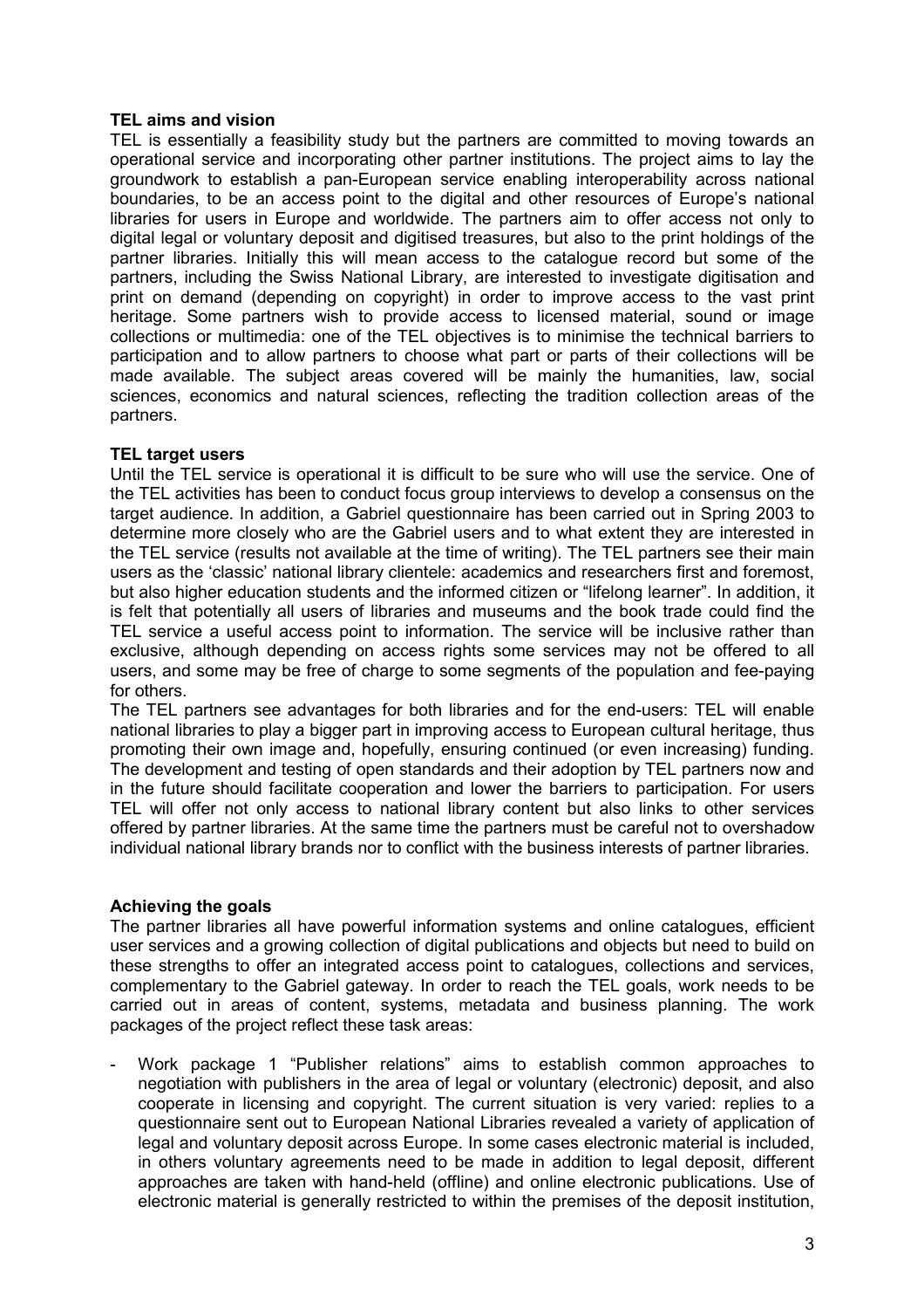**TEL aims and vision**

TEL is essentially a feasibility study but the partners are committed to moving towards an operational service and incorporating other partner institutions. The project aims to lay the groundwork to establish a pan-European service enabling interoperability across national boundaries, to be an access point to the digital and other resources of Europe's national libraries for users in Europe and worldwide. The partners aim to offer access not only to digital legal or voluntary deposit and digitised treasures, but also to the print holdings of the partner libraries. Initially this will mean access to the catalogue record but some of the partners, including the Swiss National Library, are interested to investigate digitisation and print on demand (depending on copyright) in order to improve access to the vast print heritage. Some partners wish to provide access to licensed material, sound or image collections or multimedia: one of the TEL objectives is to minimise the technical barriers to participation and to allow partners to choose what part or parts of their collections will be made available. The subject areas covered will be mainly the humanities, law, social sciences, economics and natural sciences, reflecting the tradition collection areas of the partners.

**TEL target users**

Until the TEL service is operational it is difficult to be sure who will use the service. One of the TEL activities has been to conduct focus group interviews to develop a consensus on the target audience. In addition, a Gabriel questionnaire has been carried out in Spring 2003 to determine more closely who are the Gabriel users and to what extent they are interested in the TEL service (results not available at the time of writing). The TEL partners see their main users as the 'classic' national library clientele: academics and researchers first and foremost, but also higher education students and the informed citizen or "lifelong learner". In addition, it is felt that potentially all users of libraries and museums and the book trade could find the TEL service a useful access point to information. The service will be inclusive rather than exclusive, although depending on access rights some services may not be offered to all users, and some may be free of charge to some segments of the population and fee-paying for others.

The TEL partners see advantages for both libraries and for the end-users: TEL will enable national libraries to play a bigger part in improving access to European cultural heritage, thus promoting their own image and, hopefully, ensuring continued (or even increasing) funding. The development and testing of open standards and their adoption by TEL partners now and in the future should facilitate cooperation and lower the barriers to participation. For users TEL will offer not only access to national library content but also links to other services offered by partner libraries. At the same time the partners must be careful not to overshadow individual national library brands nor to conflict with the business interests of partner libraries.

**Achieving the goals**

The partner libraries all have powerful information systems and online catalogues, efficient user services and a growing collection of digital publications and objects but need to build on these strengths to offer an integrated access point to catalogues, collections and services, complementary to the Gabriel gateway. In order to reach the TEL goals, work needs to be carried out in areas of content, systems, metadata and business planning. The work packages of the project reflect these task areas:

- Work package 1 "Publisher relations" aims to establish common approaches to negotiation with publishers in the area of legal or voluntary (electronic) deposit, and also cooperate in licensing and copyright. The current situation is very varied: replies to a questionnaire sent out to European National Libraries revealed a variety of application of legal and voluntary deposit across Europe. In some cases electronic material is included, in others voluntary agreements need to be made in addition to legal deposit, different approaches are taken with hand-held (offline) and online electronic publications. Use of electronic material is generally restricted to within the premises of the deposit institution,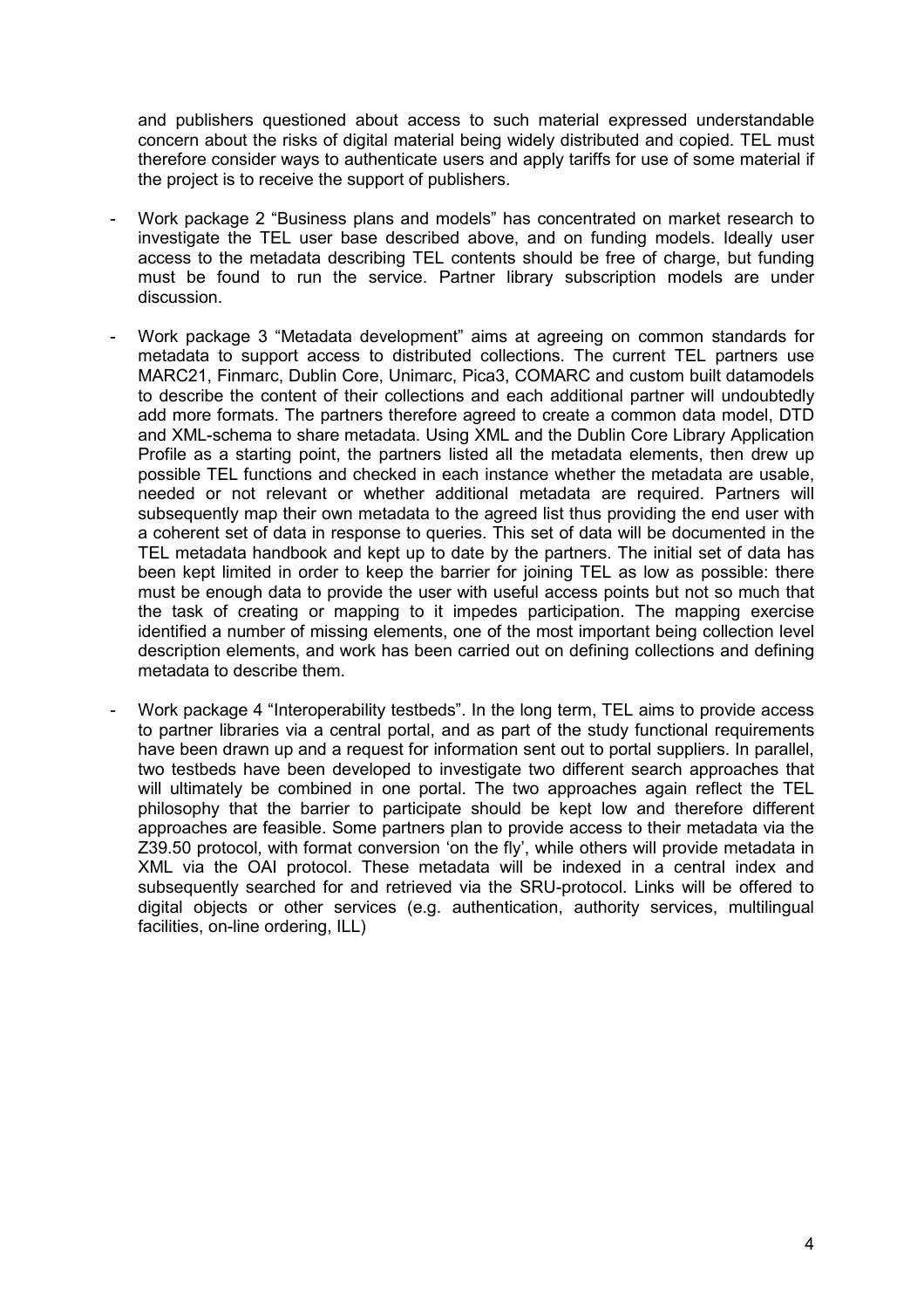and publishers questioned about access to such material expressed understandable concern about the risks of digital material being widely distributed and copied. TEL must therefore consider ways to authenticate users and apply tariffs for use of some material if the project is to receive the support of publishers.

- Work package 2 "Business plans and models" has concentrated on market research to investigate the TEL user base described above, and on funding models. Ideally user access to the metadata describing TEL contents should be free of charge, but funding must be found to run the service. Partner library subscription models are under discussion.

- Work package 3 "Metadata development" aims at agreeing on common standards for metadata to support access to distributed collections. The current TEL partners use MARC21, Finmarc, Dublin Core, Unimarc, Pica3, COMARC and custom built datamodels to describe the content of their collections and each additional partner will undoubtedly add more formats. The partners therefore agreed to create a common data model, DTD and XML-schema to share metadata. Using XML and the Dublin Core Library Application Profile as a starting point, the partners listed all the metadata elements, then drew up possible TEL functions and checked in each instance whether the metadata are usable, needed or not relevant or whether additional metadata are required. Partners will subsequently map their own metadata to the agreed list thus providing the end user with a coherent set of data in response to queries. This set of data will be documented in the TEL metadata handbook and kept up to date by the partners. The initial set of data has been kept limited in order to keep the barrier for joining TEL as low as possible: there must be enough data to provide the user with useful access points but not so much that the task of creating or mapping to it impedes participation. The mapping exercise identified a number of missing elements, one of the most important being collection level description elements, and work has been carried out on defining collections and defining metadata to describe them.

- Work package 4 "Interoperability testbeds". In the long term, TEL aims to provide access to partner libraries via a central portal, and as part of the study functional requirements have been drawn up and a request for information sent out to portal suppliers. In parallel, two testbeds have been developed to investigate two different search approaches that will ultimately be combined in one portal. The two approaches again reflect the TEL philosophy that the barrier to participate should be kept low and therefore different approaches are feasible. Some partners plan to provide access to their metadata via the Z39.50 protocol, with format conversion 'on the fly', while others will provide metadata in XML via the OAI protocol. These metadata will be indexed in a central index and subsequently searched for and retrieved via the SRU-protocol. Links will be offered to digital objects or other services (e.g. authentication, authority services, multilingual facilities, on-line ordering, ILL)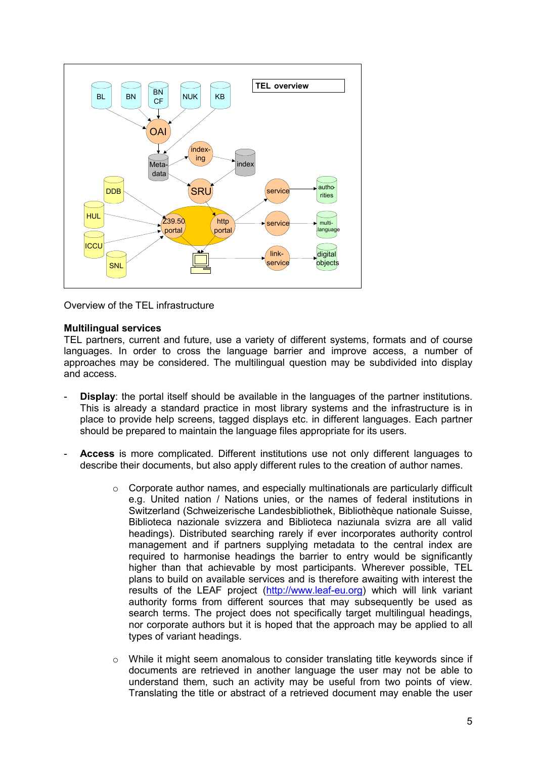Overview of the TEL infrastructure

**Multilingual services**

TEL partners, current and future, use a variety of different systems, formats and of course languages. In order to cross the language barrier and improve access, a number of approaches may be considered. The multilingual question may be subdivided into display and access.

- **Display**: the portal itself should be available in the languages of the partner institutions. This is already a standard practice in most library systems and the infrastructure is in place to provide help screens, tagged displays etc. in different languages. Each partner should be prepared to maintain the language files appropriate for its users.

- **Access** is more complicated. Different institutions use not only different languages to describe their documents, but also apply different rules to the creation of author names.

    - Corporate author names, and especially multinationals are particularly difficult e.g. United nation / Nations unies, or the names of federal institutions in Switzerland (Schweizerische Landesbibliothek, Bibliothèque nationale Suisse, Biblioteca nazionale svizzera and Biblioteca naziunala svizra are all valid headings). Distributed searching rarely if ever incorporates authority control management and if partners supplying metadata to the central index are required to harmonise headings the barrier to entry would be significantly higher than that achievable by most participants. Wherever possible, TEL plans to build on available services and is therefore awaiting with interest the results of the LEAF project (http://www.leaf-eu.org) which will link variant authority forms from different sources that may subsequently be used as search terms. The project does not specifically target multilingual headings, nor corporate authors but it is hoped that the approach may be applied to all types of variant headings.

    - While it might seem anomalous to consider translating title keywords since if documents are retrieved in another language the user may not be able to understand them, such an activity may be useful from two points of view. Translating the title or abstract of a retrieved document may enable the user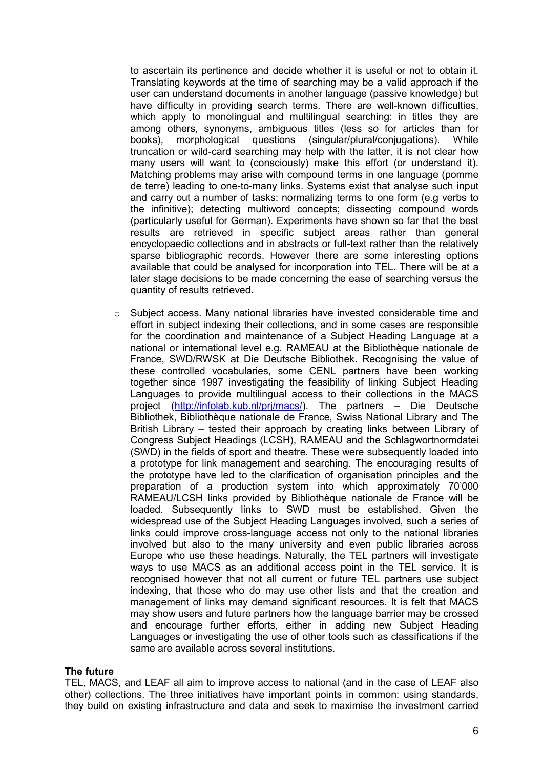to ascertain its pertinence and decide whether it is useful or not to obtain it. Translating keywords at the time of searching may be a valid approach if the user can understand documents in another language (passive knowledge) but have difficulty in providing search terms. There are well-known difficulties, which apply to monolingual and multilingual searching: in titles they are among others, synonyms, ambiguous titles (less so for articles than for books), morphological questions (singular/plural/conjugations). While truncation or wild-card searching may help with the latter, it is not clear how many users will want to (consciously) make this effort (or understand it). Matching problems may arise with compound terms in one language (pomme de terre) leading to one-to-many links. Systems exist that analyse such input and carry out a number of tasks: normalizing terms to one form (e.g verbs to the infinitive); detecting multiword concepts; dissecting compound words (particularly useful for German). Experiments have shown so far that the best results are retrieved in specific subject areas rather than general encyclopaedic collections and in abstracts or full-text rather than the relatively sparse bibliographic records. However there are some interesting options available that could be analysed for incorporation into TEL. There will be at a later stage decisions to be made concerning the ease of searching versus the quantity of results retrieved.

- Subject access. Many national libraries have invested considerable time and effort in subject indexing their collections, and in some cases are responsible for the coordination and maintenance of a Subject Heading Language at a national or international level e.g. RAMEAU at the Bibliothèque nationale de France, SWD/RWSK at Die Deutsche Bibliothek. Recognising the value of these controlled vocabularies, some CENL partners have been working together since 1997 investigating the feasibility of linking Subject Heading Languages to provide multilingual access to their collections in the MACS project (http://infolab.kub.nl/prj/macs/). The partners – Die Deutsche Bibliothek, Bibliothèque nationale de France, Swiss National Library and The British Library – tested their approach by creating links between Library of Congress Subject Headings (LCSH), RAMEAU and the Schlagwortnormdatei (SWD) in the fields of sport and theatre. These were subsequently loaded into a prototype for link management and searching. The encouraging results of the prototype have led to the clarification of organisation principles and the preparation of a production system into which approximately 70'000 RAMEAU/LCSH links provided by Bibliothèque nationale de France will be loaded. Subsequently links to SWD must be established. Given the widespread use of the Subject Heading Languages involved, such a series of links could improve cross-language access not only to the national libraries involved but also to the many university and even public libraries across Europe who use these headings. Naturally, the TEL partners will investigate ways to use MACS as an additional access point in the TEL service. It is recognised however that not all current or future TEL partners use subject indexing, that those who do may use other lists and that the creation and management of links may demand significant resources. It is felt that MACS may show users and future partners how the language barrier may be crossed and encourage further efforts, either in adding new Subject Heading Languages or investigating the use of other tools such as classifications if the same are available across several institutions.

**The future**

TEL, MACS, and LEAF all aim to improve access to national (and in the case of LEAF also other) collections. The three initiatives have important points in common: using standards, they build on existing infrastructure and data and seek to maximise the investment carried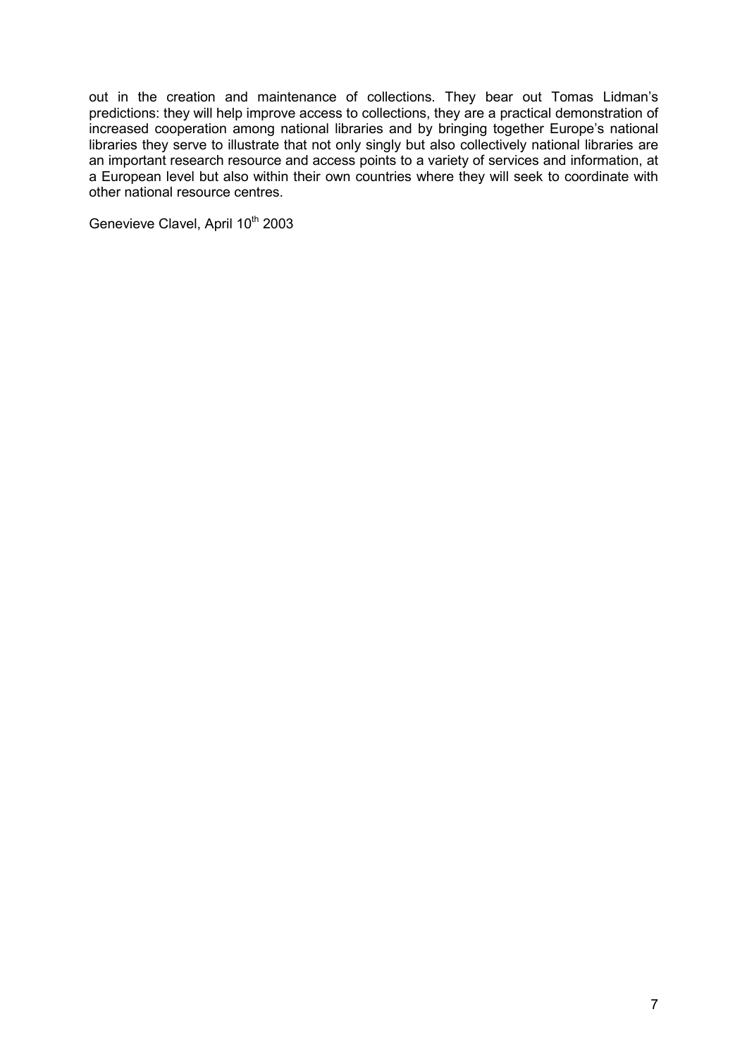out in the creation and maintenance of collections. They bear out Tomas Lidman's predictions: they will help improve access to collections, they are a practical demonstration of increased cooperation among national libraries and by bringing together Europe's national libraries they serve to illustrate that not only singly but also collectively national libraries are an important research resource and access points to a variety of services and information, at a European level but also within their own countries where they will seek to coordinate with other national resource centres.

Genevieve Clavel, April 10th 2003